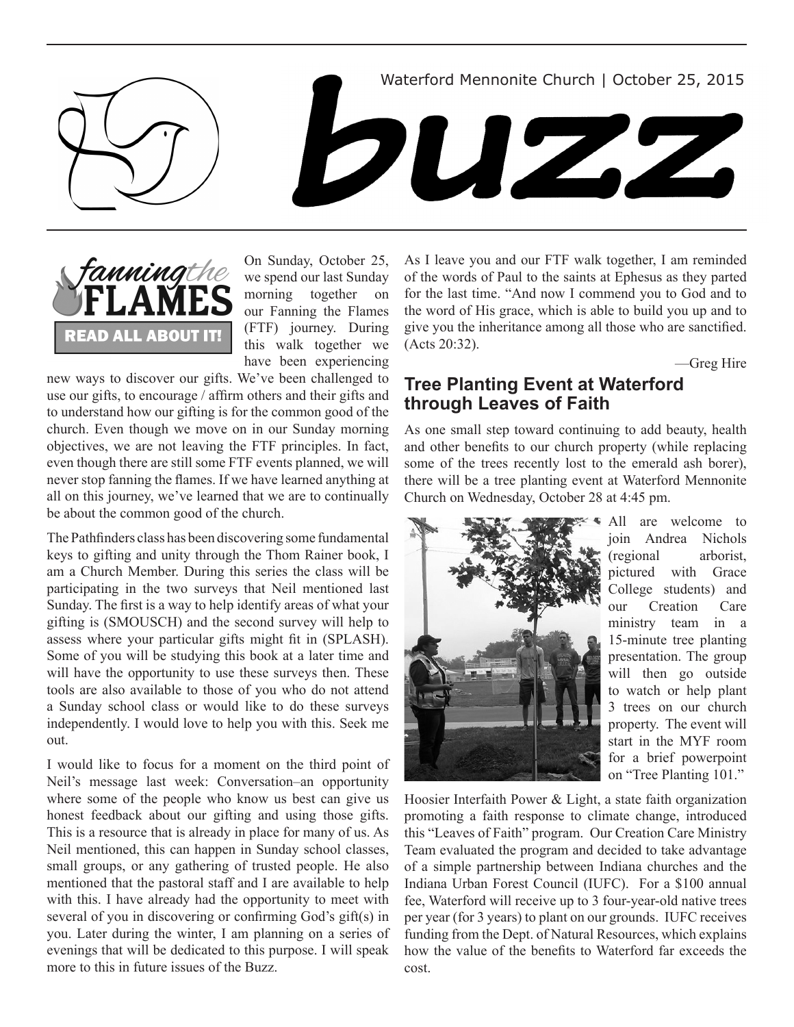Waterford Mennonite Church | October 25, 2015

# buzz

## Fanning the Flames — READ ALL ABOUT IT!

On Sunday, October 25, we spend our last Sunday morning together on our Fanning the Flames (FTF) journey. During this walk together we have been experiencing new ways to discover our gifts. We've been challenged to use our gifts, to encourage / affirm others and their gifts and to understand how our gifting is for the common good of the church. Even though we move on in our Sunday morning objectives, we are not leaving the FTF principles. In fact, even though there are still some FTF events planned, we will never stop fanning the flames. If we have learned anything at all on this journey, we've learned that we are to continually be about the common good of the church.

The Pathfinders class has been discovering some fundamental keys to gifting and unity through the Thom Rainer book, I am a Church Member. During this series the class will be participating in the two surveys that Neil mentioned last Sunday. The first is a way to help identify areas of what your gifting is (SMOUSCH) and the second survey will help to assess where your particular gifts might fit in (SPLASH). Some of you will be studying this book at a later time and will have the opportunity to use these surveys then. These tools are also available to those of you who do not attend a Sunday school class or would like to do these surveys independently. I would love to help you with this. Seek me out.

I would like to focus for a moment on the third point of Neil's message last week: Conversation–an opportunity where some of the people who know us best can give us honest feedback about our gifting and using those gifts. This is a resource that is already in place for many of us. As Neil mentioned, this can happen in Sunday school classes, small groups, or any gathering of trusted people. He also mentioned that the pastoral staff and I are available to help with this. I have already had the opportunity to meet with several of you in discovering or confirming God's gift(s) in you. Later during the winter, I am planning on a series of evenings that will be dedicated to this purpose. I will speak more to this in future issues of the Buzz.

As I leave you and our FTF walk together, I am reminded of the words of Paul to the saints at Ephesus as they parted for the last time. "And now I commend you to God and to the word of His grace, which is able to build you up and to give you the inheritance among all those who are sanctified. (Acts 20:32).

—Greg Hire

## Tree Planting Event at Waterford through Leaves of Faith

As one small step toward continuing to add beauty, health and other benefits to our church property (while replacing some of the trees recently lost to the emerald ash borer), there will be a tree planting event at Waterford Mennonite Church on Wednesday, October 28 at 4:45 pm.

All are welcome to join Andrea Nichols (regional arborist, pictured with Grace College students) and our Creation Care ministry team in a 15-minute tree planting presentation. The group will then go outside to watch or help plant 3 trees on our church property. The event will start in the MYF room for a brief powerpoint on "Tree Planting 101."

Hoosier Interfaith Power & Light, a state faith organization promoting a faith response to climate change, introduced this "Leaves of Faith" program. Our Creation Care Ministry Team evaluated the program and decided to take advantage of a simple partnership between Indiana churches and the Indiana Urban Forest Council (IUFC). For a $100 annual fee, Waterford will receive up to 3 four-year-old native trees per year (for 3 years) to plant on our grounds. IUFC receives funding from the Dept. of Natural Resources, which explains how the value of the benefits to Waterford far exceeds the cost.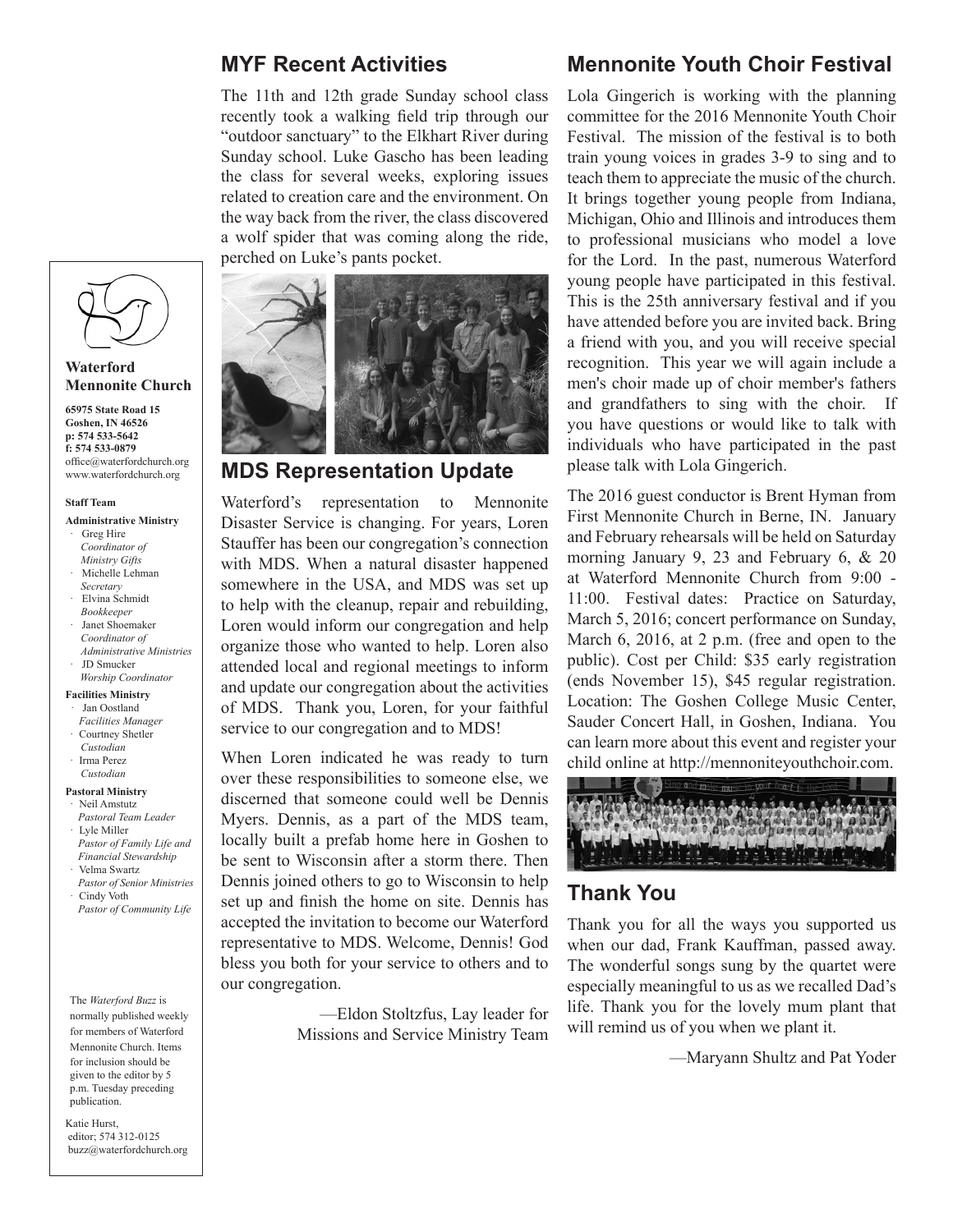## MYF Recent Activities

The 11th and 12th grade Sunday school class recently took a walking field trip through our "outdoor sanctuary" to the Elkhart River during Sunday school. Luke Gascho has been leading the class for several weeks, exploring issues related to creation care and the environment. On the way back from the river, the class discovered a wolf spider that was coming along the ride, perched on Luke's pants pocket.

## MDS Representation Update

Waterford's representation to Mennonite Disaster Service is changing. For years, Loren Stauffer has been our congregation's connection with MDS. When a natural disaster happened somewhere in the USA, and MDS was set up to help with the cleanup, repair and rebuilding, Loren would inform our congregation and help organize those who wanted to help. Loren also attended local and regional meetings to inform and update our congregation about the activities of MDS. Thank you, Loren, for your faithful service to our congregation and to MDS!

When Loren indicated he was ready to turn over these responsibilities to someone else, we discerned that someone could well be Dennis Myers. Dennis, as a part of the MDS team, locally built a prefab home here in Goshen to be sent to Wisconsin after a storm there. Then Dennis joined others to go to Wisconsin to help set up and finish the home on site. Dennis has accepted the invitation to become our Waterford representative to MDS. Welcome, Dennis! God bless you both for your service to others and to our congregation.

—Eldon Stoltzfus, Lay leader for Missions and Service Ministry Team

## Mennonite Youth Choir Festival

Lola Gingerich is working with the planning committee for the 2016 Mennonite Youth Choir Festival. The mission of the festival is to both train young voices in grades 3-9 to sing and to teach them to appreciate the music of the church. It brings together young people from Indiana, Michigan, Ohio and Illinois and introduces them to professional musicians who model a love for the Lord. In the past, numerous Waterford young people have participated in this festival. This is the 25th anniversary festival and if you have attended before you are invited back. Bring a friend with you, and you will receive special recognition. This year we will again include a men's choir made up of choir member's fathers and grandfathers to sing with the choir. If you have questions or would like to talk with individuals who have participated in the past please talk with Lola Gingerich.

The 2016 guest conductor is Brent Hyman from First Mennonite Church in Berne, IN. January and February rehearsals will be held on Saturday morning January 9, 23 and February 6, & 20 at Waterford Mennonite Church from 9:00 - 11:00. Festival dates: Practice on Saturday, March 5, 2016; concert performance on Sunday, March 6, 2016, at 2 p.m. (free and open to the public). Cost per Child: $35 early registration (ends November 15), $45 regular registration. Location: The Goshen College Music Center, Sauder Concert Hall, in Goshen, Indiana. You can learn more about this event and register your child online at http://mennoniteyouthchoir.com.

## Thank You

Thank you for all the ways you supported us when our dad, Frank Kauffman, passed away. The wonderful songs sung by the quartet were especially meaningful to us as we recalled Dad's life. Thank you for the lovely mum plant that will remind us of you when we plant it.

—Maryann Shultz and Pat Yoder

---

**Waterford Mennonite Church**

**65975 State Road 15**
**Goshen, IN 46526**
**p: 574 533-5642**
**f: 574 533-0879**
office@waterfordchurch.org
www.waterfordchurch.org

**Staff Team**

**Administrative Ministry**
- Greg Hire, *Coordinator of Ministry Gifts*
- Michelle Lehman, *Secretary*
- Elvina Schmidt, *Bookkeeper*
- Janet Shoemaker, *Coordinator of Administrative Ministries*
- JD Smucker, *Worship Coordinator*

**Facilities Ministry**
- Jan Oostland, *Facilities Manager*
- Courtney Shetler, *Custodian*
- Irma Perez, *Custodian*

**Pastoral Ministry**
- Neil Amstutz, *Pastoral Team Leader*
- Lyle Miller, *Pastor of Family Life and Financial Stewardship*
- Velma Swartz, *Pastor of Senior Ministries*
- Cindy Voth, *Pastor of Community Life*

The *Waterford Buzz* is normally published weekly for members of Waterford Mennonite Church. Items for inclusion should be given to the editor by 5 p.m. Tuesday preceding publication.

Katie Hurst, editor; 574 312-0125
buzz@waterfordchurch.org